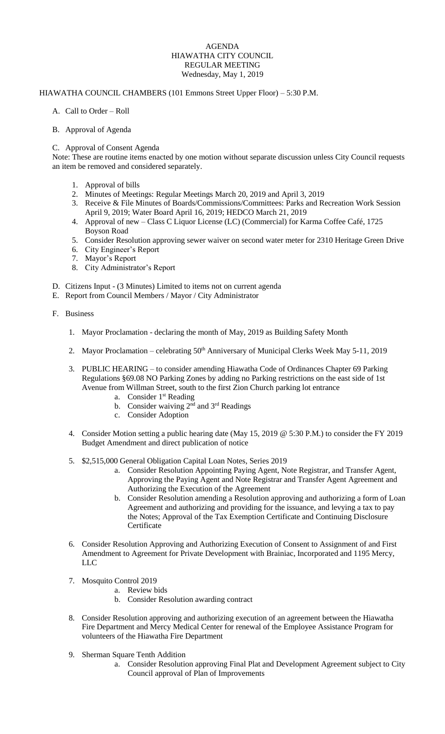# AGENDA
## HIAWATHA CITY COUNCIL
## REGULAR MEETING
### Wednesday, May 1, 2019

HIAWATHA COUNCIL CHAMBERS (101 Emmons Street Upper Floor) – 5:30 P.M.

A. Call to Order – Roll

B. Approval of Agenda

C. Approval of Consent Agenda

Note: These are routine items enacted by one motion without separate discussion unless City Council requests an item be removed and considered separately.

1. Approval of bills
2. Minutes of Meetings: Regular Meetings March 20, 2019 and April 3, 2019
3. Receive & File Minutes of Boards/Commissions/Committees: Parks and Recreation Work Session April 9, 2019; Water Board April 16, 2019; HEDCO March 21, 2019
4. Approval of new – Class C Liquor License (LC) (Commercial) for Karma Coffee Café, 1725 Boyson Road
5. Consider Resolution approving sewer waiver on second water meter for 2310 Heritage Green Drive
6. City Engineer's Report
7. Mayor's Report
8. City Administrator's Report

D. Citizens Input - (3 Minutes) Limited to items not on current agenda

E. Report from Council Members / Mayor / City Administrator

F. Business

1. Mayor Proclamation - declaring the month of May, 2019 as Building Safety Month
2. Mayor Proclamation – celebrating 50th Anniversary of Municipal Clerks Week May 5-11, 2019
3. PUBLIC HEARING – to consider amending Hiawatha Code of Ordinances Chapter 69 Parking Regulations §69.08 NO Parking Zones by adding no Parking restrictions on the east side of 1st Avenue from Willman Street, south to the first Zion Church parking lot entrance
   a. Consider 1st Reading
   b. Consider waiving 2nd and 3rd Readings
   c. Consider Adoption
4. Consider Motion setting a public hearing date (May 15, 2019 @ 5:30 P.M.) to consider the FY 2019 Budget Amendment and direct publication of notice
5. $2,515,000 General Obligation Capital Loan Notes, Series 2019
   a. Consider Resolution Appointing Paying Agent, Note Registrar, and Transfer Agent, Approving the Paying Agent and Note Registrar and Transfer Agent Agreement and Authorizing the Execution of the Agreement
   b. Consider Resolution amending a Resolution approving and authorizing a form of Loan Agreement and authorizing and providing for the issuance, and levying a tax to pay the Notes; Approval of the Tax Exemption Certificate and Continuing Disclosure Certificate
6. Consider Resolution Approving and Authorizing Execution of Consent to Assignment of and First Amendment to Agreement for Private Development with Brainiac, Incorporated and 1195 Mercy, LLC
7. Mosquito Control 2019
   a. Review bids
   b. Consider Resolution awarding contract
8. Consider Resolution approving and authorizing execution of an agreement between the Hiawatha Fire Department and Mercy Medical Center for renewal of the Employee Assistance Program for volunteers of the Hiawatha Fire Department
9. Sherman Square Tenth Addition
   a. Consider Resolution approving Final Plat and Development Agreement subject to City Council approval of Plan of Improvements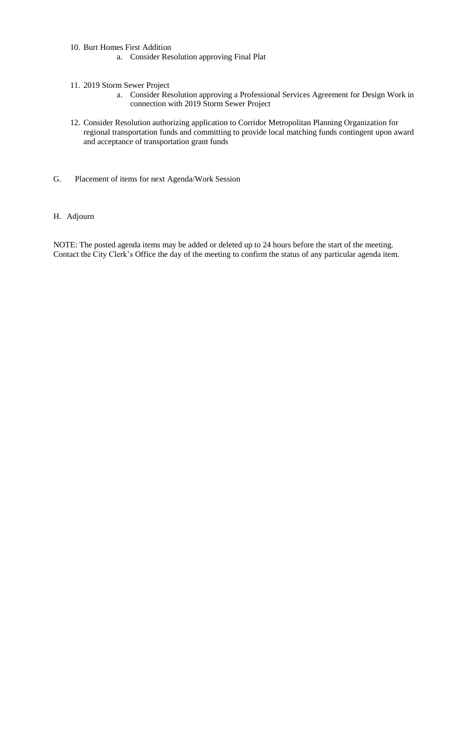10. Burt Homes First Addition
    a. Consider Resolution approving Final Plat

11. 2019 Storm Sewer Project
    a. Consider Resolution approving a Professional Services Agreement for Design Work in connection with 2019 Storm Sewer Project

12. Consider Resolution authorizing application to Corridor Metropolitan Planning Organization for regional transportation funds and committing to provide local matching funds contingent upon award and acceptance of transportation grant funds

G. Placement of items for next Agenda/Work Session

H. Adjourn

NOTE: The posted agenda items may be added or deleted up to 24 hours before the start of the meeting. Contact the City Clerk's Office the day of the meeting to confirm the status of any particular agenda item.